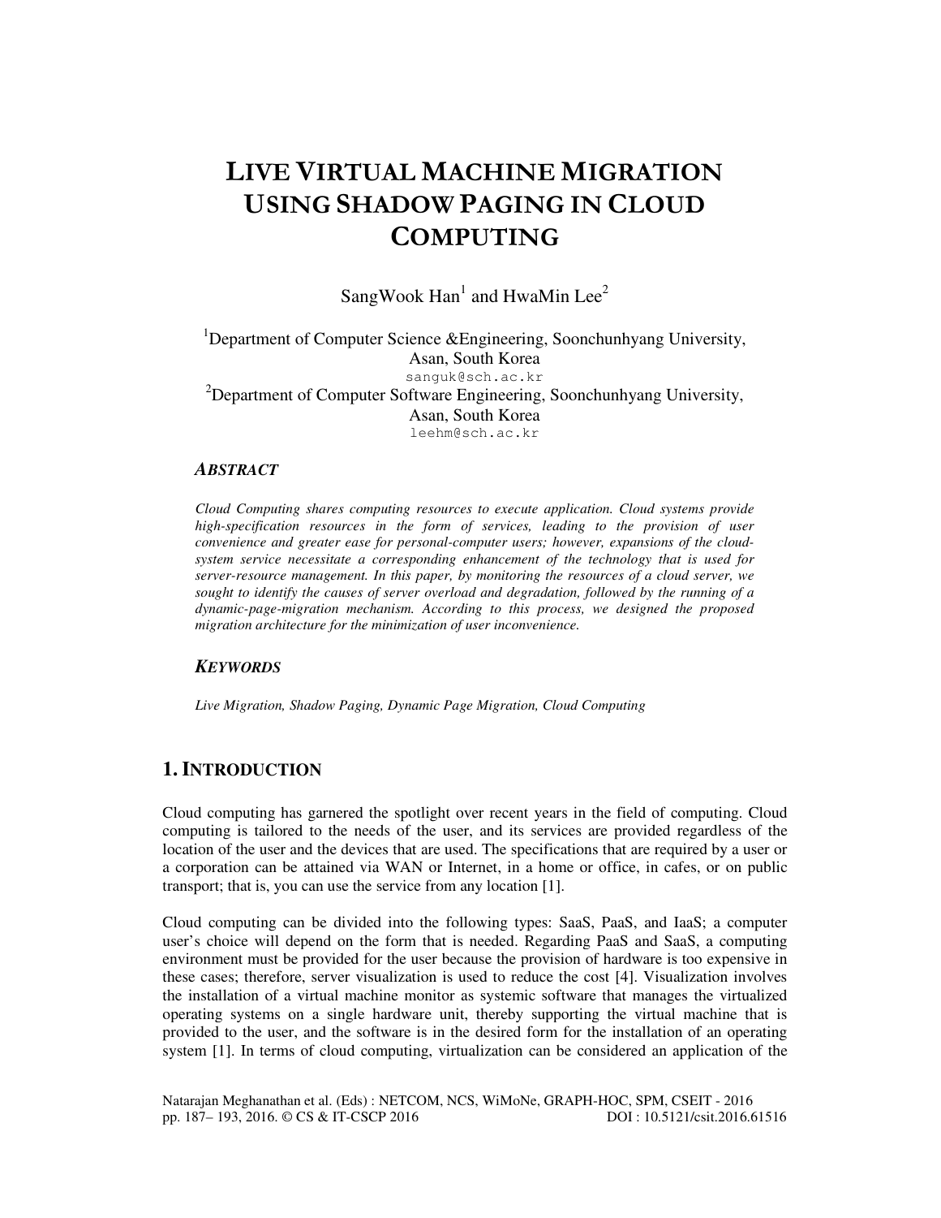# LIVE VIRTUAL MACHINE MIGRATION USING SHADOW PAGING IN CLOUD COMPUTING

SangWook Han[1] and HwaMin Lee[2]

[1]Department of Computer Science &Engineering, Soonchunhyang University, Asan, South Korea
sanguk@sch.ac.kr

[2]Department of Computer Software Engineering, Soonchunhyang University, Asan, South Korea
leehm@sch.ac.kr

### *ABSTRACT*

*Cloud Computing shares computing resources to execute application. Cloud systems provide high-specification resources in the form of services, leading to the provision of user convenience and greater ease for personal-computer users; however, expansions of the cloud-system service necessitate a corresponding enhancement of the technology that is used for server-resource management. In this paper, by monitoring the resources of a cloud server, we sought to identify the causes of server overload and degradation, followed by the running of a dynamic-page-migration mechanism. According to this process, we designed the proposed migration architecture for the minimization of user inconvenience.*

### *KEYWORDS*

*Live Migration, Shadow Paging, Dynamic Page Migration, Cloud Computing*

## 1. INTRODUCTION

Cloud computing has garnered the spotlight over recent years in the field of computing. Cloud computing is tailored to the needs of the user, and its services are provided regardless of the location of the user and the devices that are used. The specifications that are required by a user or a corporation can be attained via WAN or Internet, in a home or office, in cafes, or on public transport; that is, you can use the service from any location [1].

Cloud computing can be divided into the following types: SaaS, PaaS, and IaaS; a computer user's choice will depend on the form that is needed. Regarding PaaS and SaaS, a computing environment must be provided for the user because the provision of hardware is too expensive in these cases; therefore, server visualization is used to reduce the cost [4]. Visualization involves the installation of a virtual machine monitor as systemic software that manages the virtualized operating systems on a single hardware unit, thereby supporting the virtual machine that is provided to the user, and the software is in the desired form for the installation of an operating system [1]. In terms of cloud computing, virtualization can be considered an application of the

Natarajan Meghanathan et al. (Eds) : NETCOM, NCS, WiMoNe, GRAPH-HOC, SPM, CSEIT - 2016
pp. 187– 193, 2016. © CS & IT-CSCP 2016 DOI : 10.5121/csit.2016.61516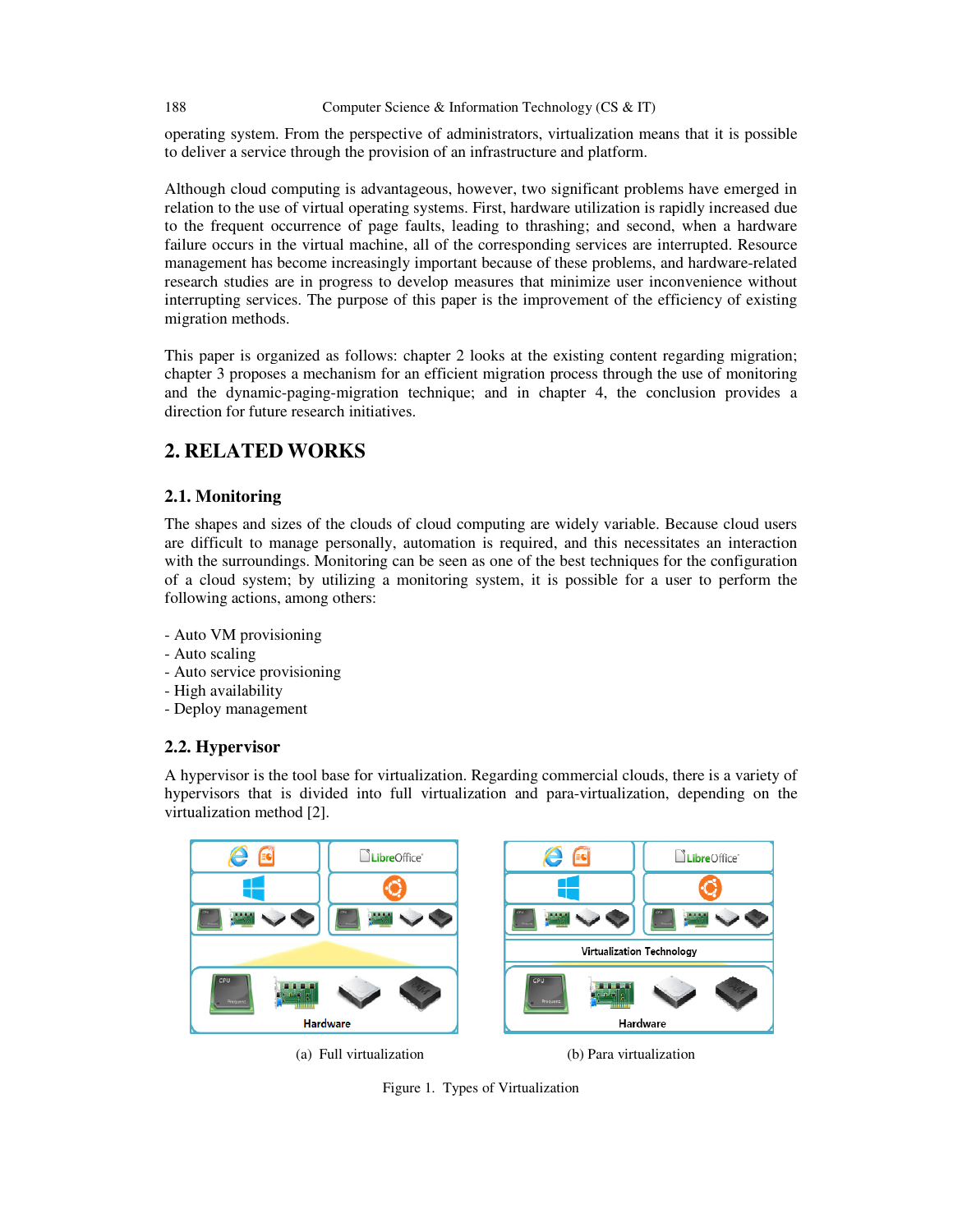operating system. From the perspective of administrators, virtualization means that it is possible to deliver a service through the provision of an infrastructure and platform.

Although cloud computing is advantageous, however, two significant problems have emerged in relation to the use of virtual operating systems. First, hardware utilization is rapidly increased due to the frequent occurrence of page faults, leading to thrashing; and second, when a hardware failure occurs in the virtual machine, all of the corresponding services are interrupted. Resource management has become increasingly important because of these problems, and hardware-related research studies are in progress to develop measures that minimize user inconvenience without interrupting services. The purpose of this paper is the improvement of the efficiency of existing migration methods.

This paper is organized as follows: chapter 2 looks at the existing content regarding migration; chapter 3 proposes a mechanism for an efficient migration process through the use of monitoring and the dynamic-paging-migration technique; and in chapter 4, the conclusion provides a direction for future research initiatives.

## 2. RELATED WORKS

### 2.1. Monitoring

The shapes and sizes of the clouds of cloud computing are widely variable. Because cloud users are difficult to manage personally, automation is required, and this necessitates an interaction with the surroundings. Monitoring can be seen as one of the best techniques for the configuration of a cloud system; by utilizing a monitoring system, it is possible for a user to perform the following actions, among others:

- Auto VM provisioning
- Auto scaling
- Auto service provisioning
- High availability
- Deploy management

### 2.2. Hypervisor

A hypervisor is the tool base for virtualization. Regarding commercial clouds, there is a variety of hypervisors that is divided into full virtualization and para-virtualization, depending on the virtualization method [2].

(a) Full virtualization (b) Para virtualization

Figure 1. Types of Virtualization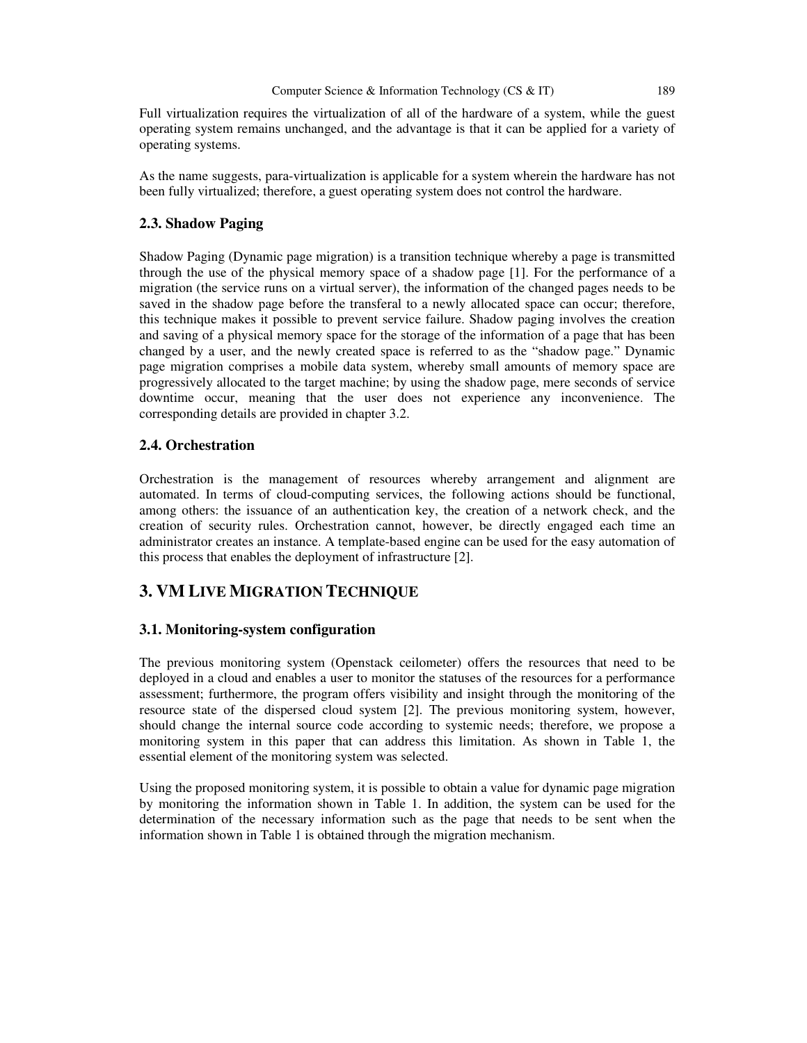Full virtualization requires the virtualization of all of the hardware of a system, while the guest operating system remains unchanged, and the advantage is that it can be applied for a variety of operating systems.

As the name suggests, para-virtualization is applicable for a system wherein the hardware has not been fully virtualized; therefore, a guest operating system does not control the hardware.

### 2.3. Shadow Paging

Shadow Paging (Dynamic page migration) is a transition technique whereby a page is transmitted through the use of the physical memory space of a shadow page [1]. For the performance of a migration (the service runs on a virtual server), the information of the changed pages needs to be saved in the shadow page before the transferal to a newly allocated space can occur; therefore, this technique makes it possible to prevent service failure. Shadow paging involves the creation and saving of a physical memory space for the storage of the information of a page that has been changed by a user, and the newly created space is referred to as the "shadow page." Dynamic page migration comprises a mobile data system, whereby small amounts of memory space are progressively allocated to the target machine; by using the shadow page, mere seconds of service downtime occur, meaning that the user does not experience any inconvenience. The corresponding details are provided in chapter 3.2.

### 2.4. Orchestration

Orchestration is the management of resources whereby arrangement and alignment are automated. In terms of cloud-computing services, the following actions should be functional, among others: the issuance of an authentication key, the creation of a network check, and the creation of security rules. Orchestration cannot, however, be directly engaged each time an administrator creates an instance. A template-based engine can be used for the easy automation of this process that enables the deployment of infrastructure [2].

## 3. VM Live Migration Technique

### 3.1. Monitoring-system configuration

The previous monitoring system (Openstack ceilometer) offers the resources that need to be deployed in a cloud and enables a user to monitor the statuses of the resources for a performance assessment; furthermore, the program offers visibility and insight through the monitoring of the resource state of the dispersed cloud system [2]. The previous monitoring system, however, should change the internal source code according to systemic needs; therefore, we propose a monitoring system in this paper that can address this limitation. As shown in Table 1, the essential element of the monitoring system was selected.

Using the proposed monitoring system, it is possible to obtain a value for dynamic page migration by monitoring the information shown in Table 1. In addition, the system can be used for the determination of the necessary information such as the page that needs to be sent when the information shown in Table 1 is obtained through the migration mechanism.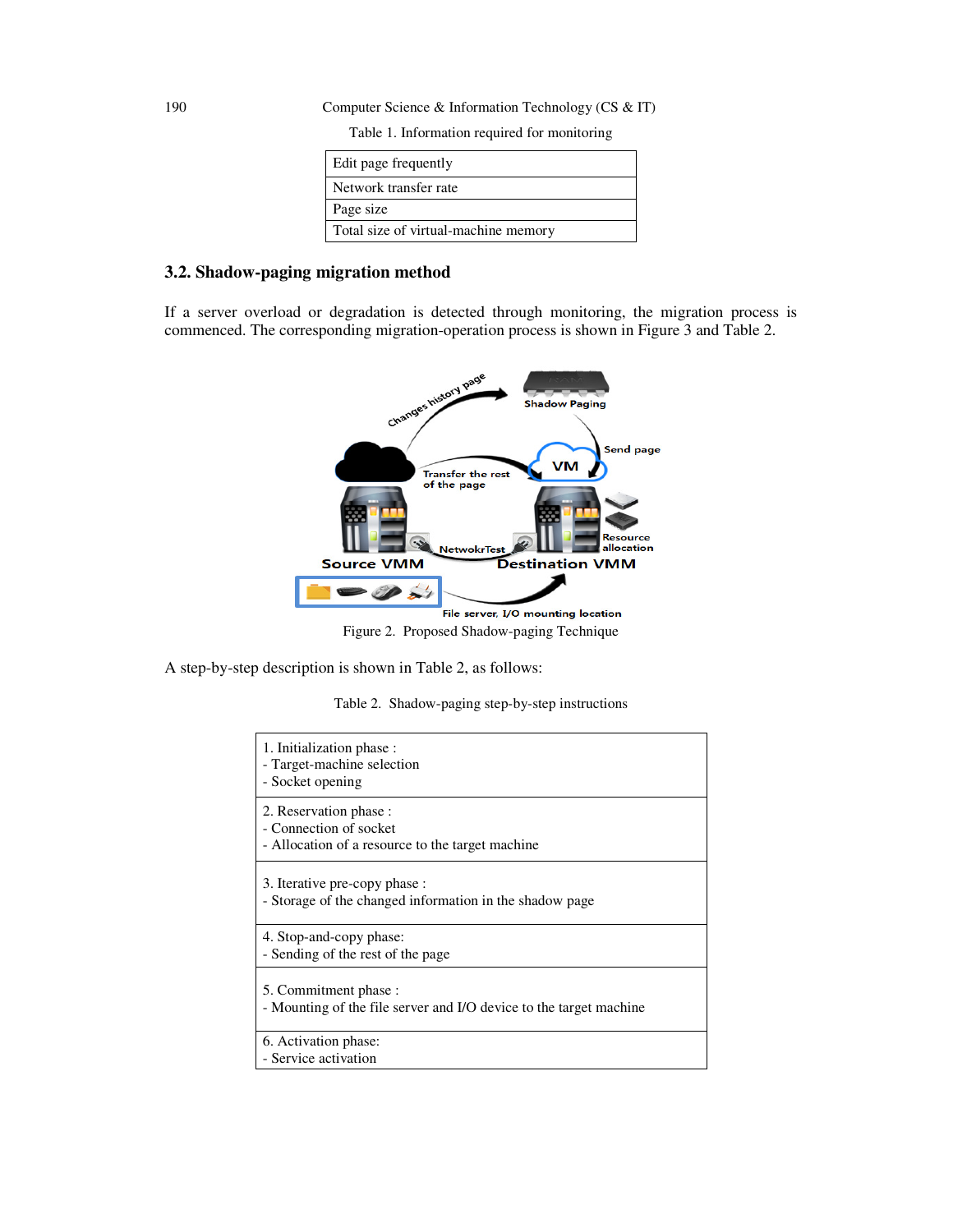Table 1. Information required for monitoring

| Edit page frequently |
|---|
| Network transfer rate |
| Page size |
| Total size of virtual-machine memory |

### 3.2. Shadow-paging migration method

If a server overload or degradation is detected through monitoring, the migration process is commenced. The corresponding migration-operation process is shown in Figure 3 and Table 2.

Figure 2. Proposed Shadow-paging Technique

A step-by-step description is shown in Table 2, as follows:

Table 2. Shadow-paging step-by-step instructions

| 1. Initialization phase :<br>- Target-machine selection<br>- Socket opening |
|---|
| 2. Reservation phase :<br>- Connection of socket<br>- Allocation of a resource to the target machine |
| 3. Iterative pre-copy phase :<br>- Storage of the changed information in the shadow page |
| 4. Stop-and-copy phase:<br>- Sending of the rest of the page |
| 5. Commitment phase :<br>- Mounting of the file server and I/O device to the target machine |
| 6. Activation phase:<br>- Service activation |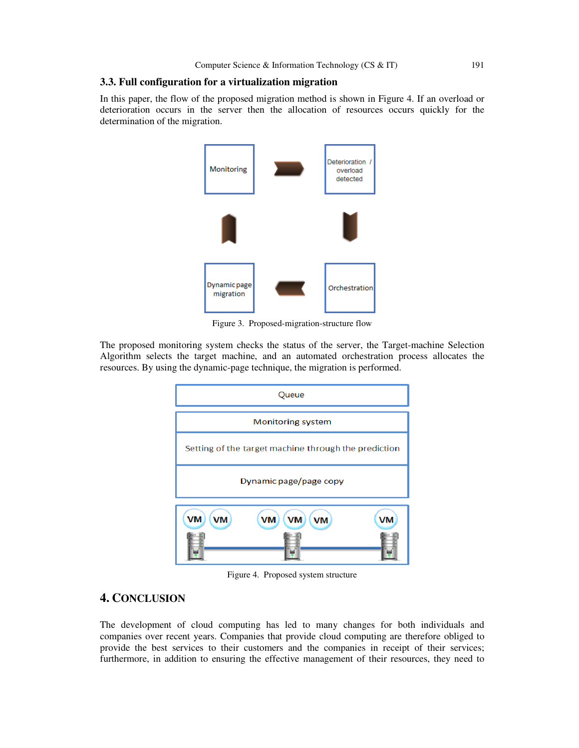### 3.3. Full configuration for a virtualization migration

In this paper, the flow of the proposed migration method is shown in Figure 4. If an overload or deterioration occurs in the server then the allocation of resources occurs quickly for the determination of the migration.

Figure 3. Proposed-migration-structure flow

The proposed monitoring system checks the status of the server, the Target-machine Selection Algorithm selects the target machine, and an automated orchestration process allocates the resources. By using the dynamic-page technique, the migration is performed.

Figure 4. Proposed system structure

## 4. CONCLUSION

The development of cloud computing has led to many changes for both individuals and companies over recent years. Companies that provide cloud computing are therefore obliged to provide the best services to their customers and the companies in receipt of their services; furthermore, in addition to ensuring the effective management of their resources, they need to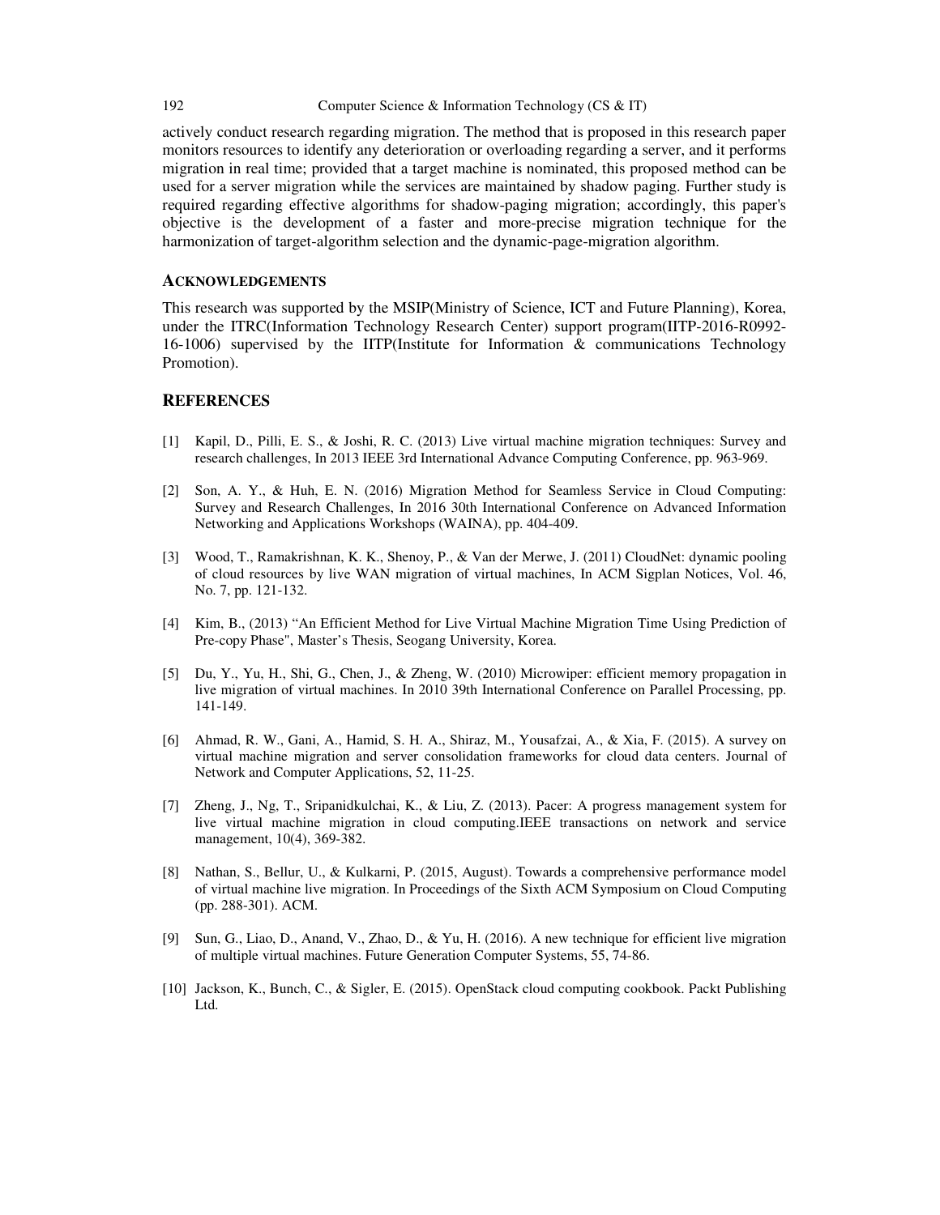actively conduct research regarding migration. The method that is proposed in this research paper monitors resources to identify any deterioration or overloading regarding a server, and it performs migration in real time; provided that a target machine is nominated, this proposed method can be used for a server migration while the services are maintained by shadow paging. Further study is required regarding effective algorithms for shadow-paging migration; accordingly, this paper's objective is the development of a faster and more-precise migration technique for the harmonization of target-algorithm selection and the dynamic-page-migration algorithm.

### ACKNOWLEDGEMENTS

This research was supported by the MSIP(Ministry of Science, ICT and Future Planning), Korea, under the ITRC(Information Technology Research Center) support program(IITP-2016-R0992-16-1006) supervised by the IITP(Institute for Information & communications Technology Promotion).

## REFERENCES

[1] Kapil, D., Pilli, E. S., & Joshi, R. C. (2013) Live virtual machine migration techniques: Survey and research challenges, In 2013 IEEE 3rd International Advance Computing Conference, pp. 963-969.

[2] Son, A. Y., & Huh, E. N. (2016) Migration Method for Seamless Service in Cloud Computing: Survey and Research Challenges, In 2016 30th International Conference on Advanced Information Networking and Applications Workshops (WAINA), pp. 404-409.

[3] Wood, T., Ramakrishnan, K. K., Shenoy, P., & Van der Merwe, J. (2011) CloudNet: dynamic pooling of cloud resources by live WAN migration of virtual machines, In ACM Sigplan Notices, Vol. 46, No. 7, pp. 121-132.

[4] Kim, B., (2013) "An Efficient Method for Live Virtual Machine Migration Time Using Prediction of Pre-copy Phase", Master's Thesis, Seogang University, Korea.

[5] Du, Y., Yu, H., Shi, G., Chen, J., & Zheng, W. (2010) Microwiper: efficient memory propagation in live migration of virtual machines. In 2010 39th International Conference on Parallel Processing, pp. 141-149.

[6] Ahmad, R. W., Gani, A., Hamid, S. H. A., Shiraz, M., Yousafzai, A., & Xia, F. (2015). A survey on virtual machine migration and server consolidation frameworks for cloud data centers. Journal of Network and Computer Applications, 52, 11-25.

[7] Zheng, J., Ng, T., Sripanidkulchai, K., & Liu, Z. (2013). Pacer: A progress management system for live virtual machine migration in cloud computing.IEEE transactions on network and service management, 10(4), 369-382.

[8] Nathan, S., Bellur, U., & Kulkarni, P. (2015, August). Towards a comprehensive performance model of virtual machine live migration. In Proceedings of the Sixth ACM Symposium on Cloud Computing (pp. 288-301). ACM.

[9] Sun, G., Liao, D., Anand, V., Zhao, D., & Yu, H. (2016). A new technique for efficient live migration of multiple virtual machines. Future Generation Computer Systems, 55, 74-86.

[10] Jackson, K., Bunch, C., & Sigler, E. (2015). OpenStack cloud computing cookbook. Packt Publishing Ltd.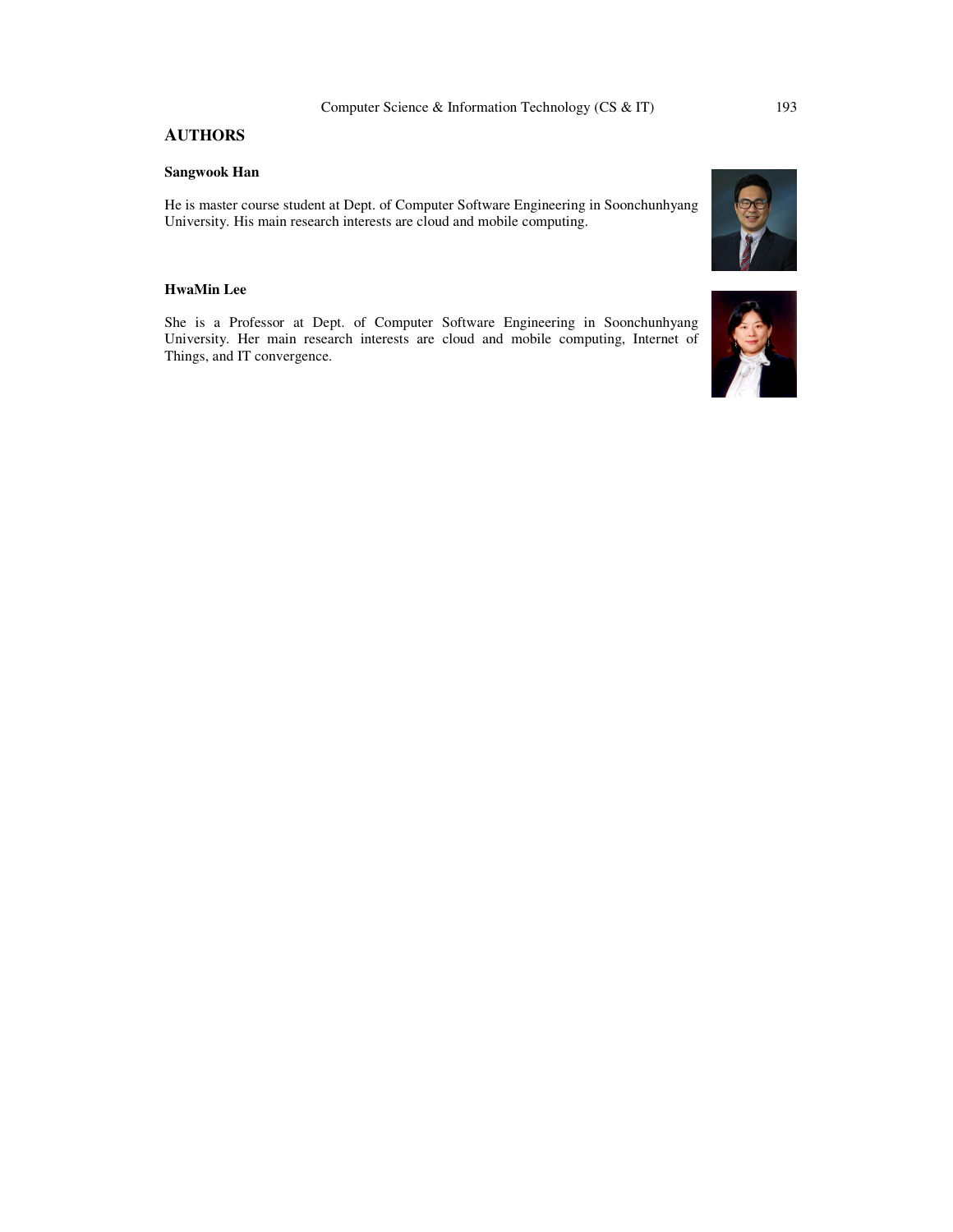## AUTHORS

**Sangwook Han**

He is master course student at Dept. of Computer Software Engineering in Soonchunhyang University. His main research interests are cloud and mobile computing.

**HwaMin Lee**

She is a Professor at Dept. of Computer Software Engineering in Soonchunhyang University. Her main research interests are cloud and mobile computing, Internet of Things, and IT convergence.